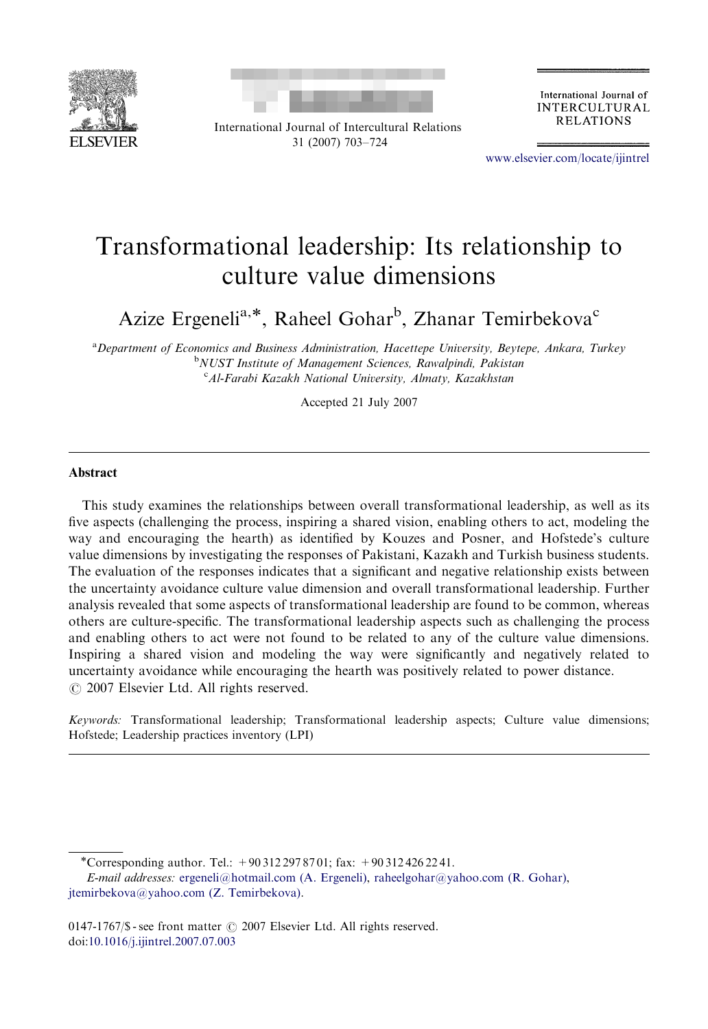# Transformational leadership: Its relationship to culture value dimensions

Azize Ergeneli[a,*], Raheel Gohar[b], Zhanar Temirbekova[c]

[a]*Department of Economics and Business Administration, Hacettepe University, Beytepe, Ankara, Turkey*
[b]*NUST Institute of Management Sciences, Rawalpindi, Pakistan*
[c]*Al-Farabi Kazakh National University, Almaty, Kazakhstan*

Accepted 21 July 2007

## Abstract

This study examines the relationships between overall transformational leadership, as well as its five aspects (challenging the process, inspiring a shared vision, enabling others to act, modeling the way and encouraging the hearth) as identified by Kouzes and Posner, and Hofstede's culture value dimensions by investigating the responses of Pakistani, Kazakh and Turkish business students. The evaluation of the responses indicates that a significant and negative relationship exists between the uncertainty avoidance culture value dimension and overall transformational leadership. Further analysis revealed that some aspects of transformational leadership are found to be common, whereas others are culture-specific. The transformational leadership aspects such as challenging the process and enabling others to act were not found to be related to any of the culture value dimensions. Inspiring a shared vision and modeling the way were significantly and negatively related to uncertainty avoidance while encouraging the hearth was positively related to power distance.
© 2007 Elsevier Ltd. All rights reserved.

*Keywords:* Transformational leadership; Transformational leadership aspects; Culture value dimensions; Hofstede; Leadership practices inventory (LPI)

---

*Corresponding author. Tel.: +90 312 297 87 01; fax: +90 312 426 22 41.
*E-mail addresses:* ergeneli@hotmail.com (A. Ergeneli), raheelgohar@yahoo.com (R. Gohar), jtemirbekova@yahoo.com (Z. Temirbekova).

0147-1767/$ - see front matter © 2007 Elsevier Ltd. All rights reserved.
doi:10.1016/j.ijintrel.2007.07.003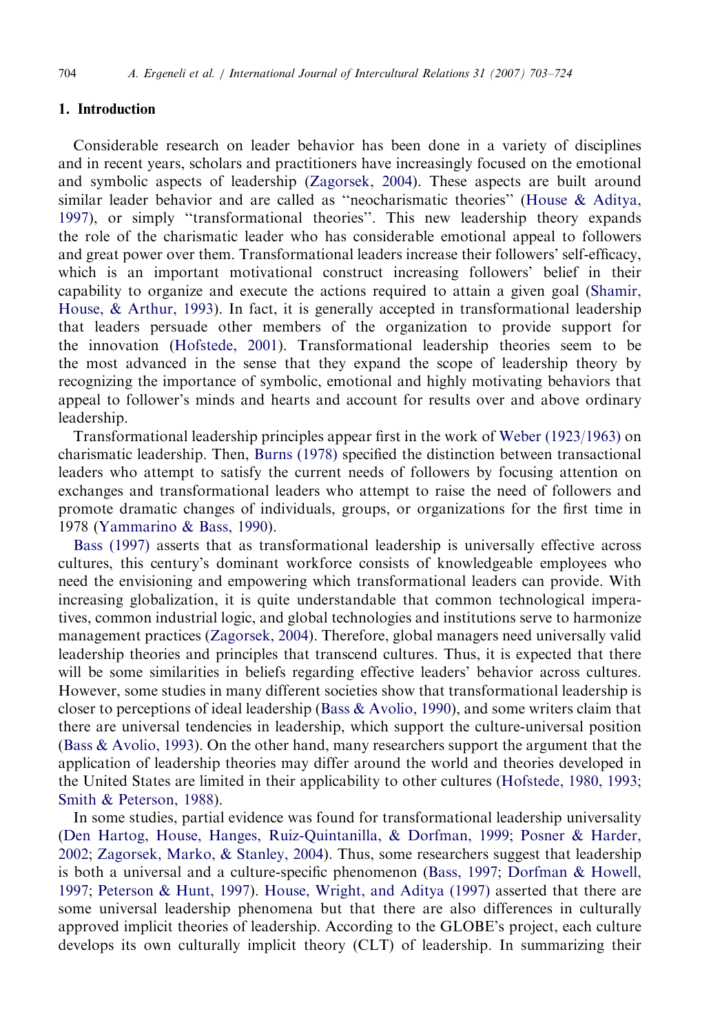## 1. Introduction

Considerable research on leader behavior has been done in a variety of disciplines and in recent years, scholars and practitioners have increasingly focused on the emotional and symbolic aspects of leadership (Zagorsek, 2004). These aspects are built around similar leader behavior and are called as ''neocharismatic theories'' (House & Aditya, 1997), or simply ''transformational theories''. This new leadership theory expands the role of the charismatic leader who has considerable emotional appeal to followers and great power over them. Transformational leaders increase their followers' self-efficacy, which is an important motivational construct increasing followers' belief in their capability to organize and execute the actions required to attain a given goal (Shamir, House, & Arthur, 1993). In fact, it is generally accepted in transformational leadership that leaders persuade other members of the organization to provide support for the innovation (Hofstede, 2001). Transformational leadership theories seem to be the most advanced in the sense that they expand the scope of leadership theory by recognizing the importance of symbolic, emotional and highly motivating behaviors that appeal to follower's minds and hearts and account for results over and above ordinary leadership.

Transformational leadership principles appear first in the work of Weber (1923/1963) on charismatic leadership. Then, Burns (1978) specified the distinction between transactional leaders who attempt to satisfy the current needs of followers by focusing attention on exchanges and transformational leaders who attempt to raise the need of followers and promote dramatic changes of individuals, groups, or organizations for the first time in 1978 (Yammarino & Bass, 1990).

Bass (1997) asserts that as transformational leadership is universally effective across cultures, this century's dominant workforce consists of knowledgeable employees who need the envisioning and empowering which transformational leaders can provide. With increasing globalization, it is quite understandable that common technological imperatives, common industrial logic, and global technologies and institutions serve to harmonize management practices (Zagorsek, 2004). Therefore, global managers need universally valid leadership theories and principles that transcend cultures. Thus, it is expected that there will be some similarities in beliefs regarding effective leaders' behavior across cultures. However, some studies in many different societies show that transformational leadership is closer to perceptions of ideal leadership (Bass & Avolio, 1990), and some writers claim that there are universal tendencies in leadership, which support the culture-universal position (Bass & Avolio, 1993). On the other hand, many researchers support the argument that the application of leadership theories may differ around the world and theories developed in the United States are limited in their applicability to other cultures (Hofstede, 1980, 1993; Smith & Peterson, 1988).

In some studies, partial evidence was found for transformational leadership universality (Den Hartog, House, Hanges, Ruiz-Quintanilla, & Dorfman, 1999; Posner & Harder, 2002; Zagorsek, Marko, & Stanley, 2004). Thus, some researchers suggest that leadership is both a universal and a culture-specific phenomenon (Bass, 1997; Dorfman & Howell, 1997; Peterson & Hunt, 1997). House, Wright, and Aditya (1997) asserted that there are some universal leadership phenomena but that there are also differences in culturally approved implicit theories of leadership. According to the GLOBE's project, each culture develops its own culturally implicit theory (CLT) of leadership. In summarizing their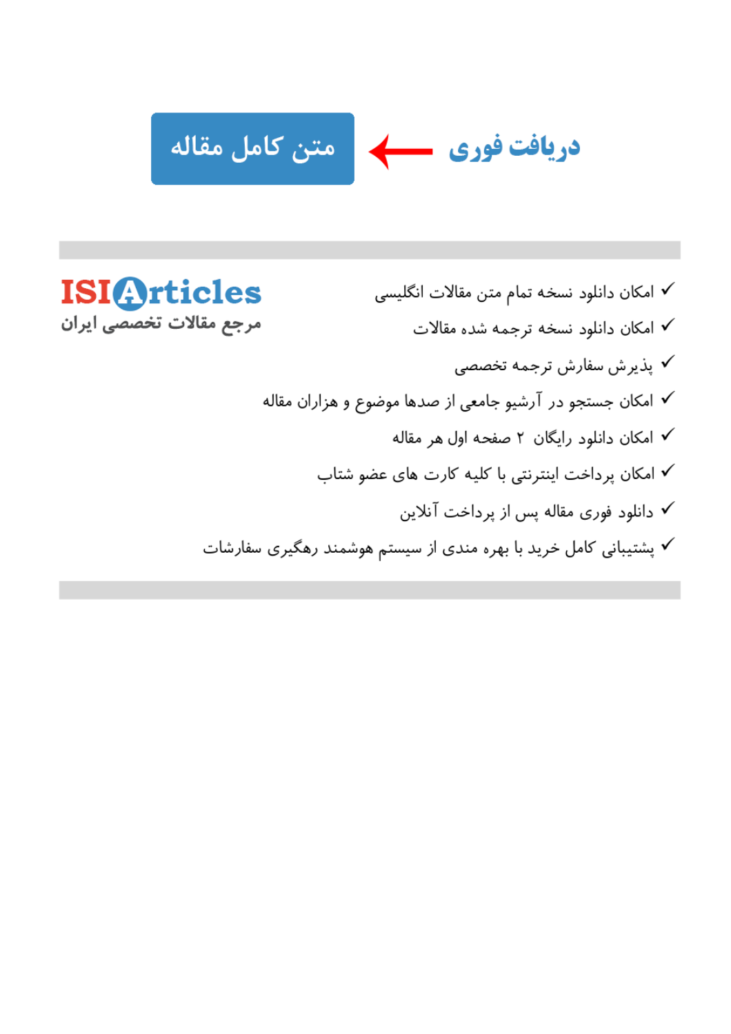دریافت فوری ← متن کامل مقاله

ISIArticles
مرجع مقالات تخصصی ایران

- ✓ امکان دانلود نسخه تمام متن مقالات انگلیسی
- ✓ امکان دانلود نسخه ترجمه شده مقالات
- ✓ پذیرش سفارش ترجمه تخصصی
- ✓ امکان جستجو در آرشیو جامعی از صدها موضوع و هزاران مقاله
- ✓ امکان دانلود رایگان ۲ صفحه اول هر مقاله
- ✓ امکان پرداخت اینترنتی با کلیه کارت های عضو شتاب
- ✓ دانلود فوری مقاله پس از پرداخت آنلاین
- ✓ پشتیبانی کامل خرید با بهره مندی از سیستم هوشمند رهگیری سفارشات